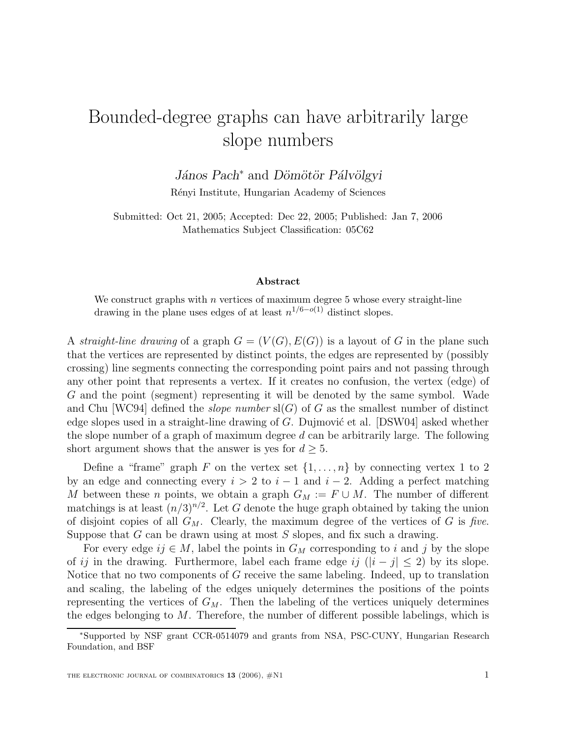# Bounded-degree graphs can have arbitrarily large slope numbers

*János Pach*[*] and *Dömötör Pálvölgyi*

Rényi Institute, Hungarian Academy of Sciences

Submitted: Oct 21, 2005; Accepted: Dec 22, 2005; Published: Jan 7, 2006

Mathematics Subject Classification: 05C62

## Abstract

We construct graphs with $n$ vertices of maximum degree 5 whose every straight-line drawing in the plane uses edges of at least $n^{1/6-o(1)}$ distinct slopes.

A *straight-line drawing* of a graph $G = (V(G), E(G))$ is a layout of $G$ in the plane such that the vertices are represented by distinct points, the edges are represented by (possibly crossing) line segments connecting the corresponding point pairs and not passing through any other point that represents a vertex. If it creates no confusion, the vertex (edge) of $G$ and the point (segment) representing it will be denoted by the same symbol. Wade and Chu [WC94] defined the *slope number* $\mathrm{sl}(G)$ of $G$ as the smallest number of distinct edge slopes used in a straight-line drawing of $G$. Dujmović et al. [DSW04] asked whether the slope number of a graph of maximum degree $d$ can be arbitrarily large. The following short argument shows that the answer is yes for $d \geq 5$.

Define a "frame" graph $F$ on the vertex set $\{1, \ldots, n\}$ by connecting vertex 1 to 2 by an edge and connecting every $i > 2$ to $i-1$ and $i-2$. Adding a perfect matching $M$ between these $n$ points, we obtain a graph $G_M := F \cup M$. The number of different matchings is at least $(n/3)^{n/2}$. Let $G$ denote the huge graph obtained by taking the union of disjoint copies of all $G_M$. Clearly, the maximum degree of the vertices of $G$ is *five*. Suppose that $G$ can be drawn using at most $S$ slopes, and fix such a drawing.

For every edge $ij \in M$, label the points in $G_M$ corresponding to $i$ and $j$ by the slope of $ij$ in the drawing. Furthermore, label each frame edge $ij$ ($|i-j| \leq 2$) by its slope. Notice that no two components of $G$ receive the same labeling. Indeed, up to translation and scaling, the labeling of the edges uniquely determines the positions of the points representing the vertices of $G_M$. Then the labeling of the vertices uniquely determines the edges belonging to $M$. Therefore, the number of different possible labelings, which is

[*] Supported by NSF grant CCR-0514079 and grants from NSA, PSC-CUNY, Hungarian Research Foundation, and BSF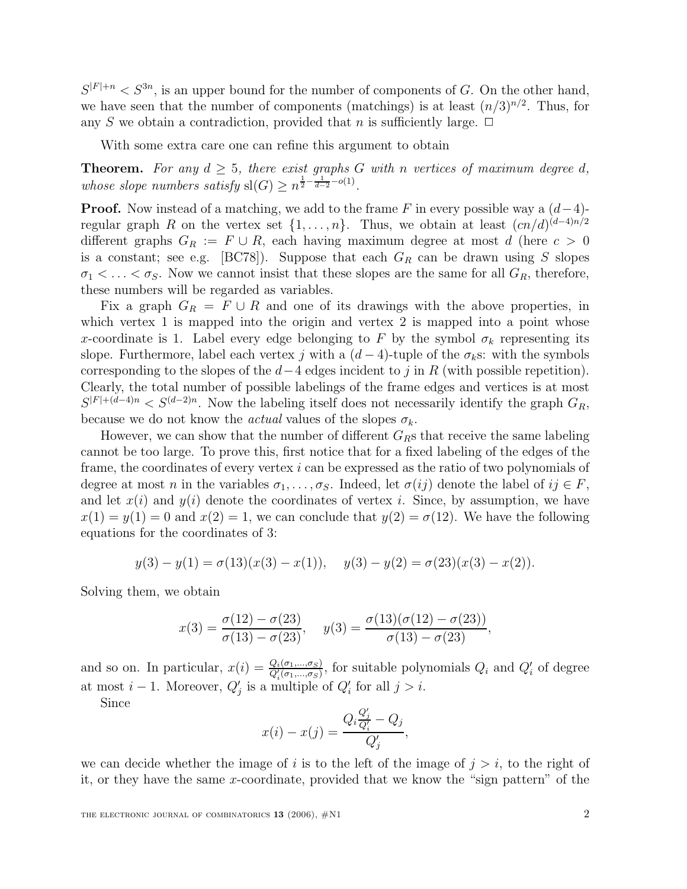$S^{|F|+n} < S^{3n}$, is an upper bound for the number of components of $G$. On the other hand, we have seen that the number of components (matchings) is at least $(n/3)^{n/2}$. Thus, for any $S$ we obtain a contradiction, provided that $n$ is sufficiently large. $\Box$

With some extra care one can refine this argument to obtain

**Theorem.** *For any $d \geq 5$, there exist graphs $G$ with $n$ vertices of maximum degree $d$, whose slope numbers satisfy $\mathrm{sl}(G) \geq n^{\frac{1}{2}-\frac{1}{d-2}-o(1)}$.*

**Proof.** Now instead of a matching, we add to the frame $F$ in every possible way a $(d-4)$-regular graph $R$ on the vertex set $\{1, \ldots, n\}$. Thus, we obtain at least $(cn/d)^{(d-4)n/2}$ different graphs $G_R := F \cup R$, each having maximum degree at most $d$ (here $c > 0$ is a constant; see e.g. [BC78]). Suppose that each $G_R$ can be drawn using $S$ slopes $\sigma_1 < \ldots < \sigma_S$. Now we cannot insist that these slopes are the same for all $G_R$, therefore, these numbers will be regarded as variables.

Fix a graph $G_R = F \cup R$ and one of its drawings with the above properties, in which vertex 1 is mapped into the origin and vertex 2 is mapped into a point whose $x$-coordinate is 1. Label every edge belonging to $F$ by the symbol $\sigma_k$ representing its slope. Furthermore, label each vertex $j$ with a $(d-4)$-tuple of the $\sigma_k$s: with the symbols corresponding to the slopes of the $d-4$ edges incident to $j$ in $R$ (with possible repetition). Clearly, the total number of possible labelings of the frame edges and vertices is at most $S^{|F|+(d-4)n} < S^{(d-2)n}$. Now the labeling itself does not necessarily identify the graph $G_R$, because we do not know the *actual* values of the slopes $\sigma_k$.

However, we can show that the number of different $G_R$s that receive the same labeling cannot be too large. To prove this, first notice that for a fixed labeling of the edges of the frame, the coordinates of every vertex $i$ can be expressed as the ratio of two polynomials of degree at most $n$ in the variables $\sigma_1, \ldots, \sigma_S$. Indeed, let $\sigma(ij)$ denote the label of $ij \in F$, and let $x(i)$ and $y(i)$ denote the coordinates of vertex $i$. Since, by assumption, we have $x(1) = y(1) = 0$ and $x(2) = 1$, we can conclude that $y(2) = \sigma(12)$. We have the following equations for the coordinates of 3:

$$y(3) - y(1) = \sigma(13)(x(3) - x(1)), \quad y(3) - y(2) = \sigma(23)(x(3) - x(2)).$$

Solving them, we obtain

$$x(3) = \frac{\sigma(12) - \sigma(23)}{\sigma(13) - \sigma(23)}, \quad y(3) = \frac{\sigma(13)(\sigma(12) - \sigma(23))}{\sigma(13) - \sigma(23)},$$

and so on. In particular, $x(i) = \frac{Q_i(\sigma_1, \ldots, \sigma_S)}{Q_i'(\sigma_1, \ldots, \sigma_S)}$, for suitable polynomials $Q_i$ and $Q_i'$ of degree at most $i-1$. Moreover, $Q_j'$ is a multiple of $Q_i'$ for all $j > i$.

Since

$$x(i) - x(j) = \frac{Q_i \frac{Q_j'}{Q_i'} - Q_j}{Q_j'},$$

we can decide whether the image of $i$ is to the left of the image of $j > i$, to the right of it, or they have the same $x$-coordinate, provided that we know the "sign pattern" of the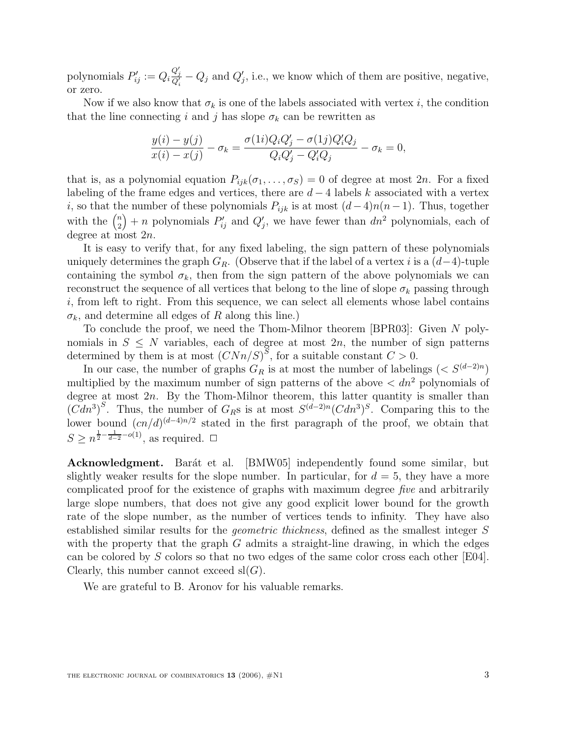polynomials $P'_{ij} := Q_i \frac{Q'_j}{Q'_i} - Q_j$ and $Q'_j$, i.e., we know which of them are positive, negative, or zero.

Now if we also know that $\sigma_k$ is one of the labels associated with vertex $i$, the condition that the line connecting $i$ and $j$ has slope $\sigma_k$ can be rewritten as

$$\frac{y(i) - y(j)}{x(i) - x(j)} - \sigma_k = \frac{\sigma(1i)Q_iQ'_j - \sigma(1j)Q'_iQ_j}{Q_iQ'_j - Q'_iQ_j} - \sigma_k = 0,$$

that is, as a polynomial equation $P_{ijk}(\sigma_1, \ldots, \sigma_S) = 0$ of degree at most $2n$. For a fixed labeling of the frame edges and vertices, there are $d-4$ labels $k$ associated with a vertex $i$, so that the number of these polynomials $P_{ijk}$ is at most $(d-4)n(n-1)$. Thus, together with the $\binom{n}{2} + n$ polynomials $P'_{ij}$ and $Q'_j$, we have fewer than $dn^2$ polynomials, each of degree at most $2n$.

It is easy to verify that, for any fixed labeling, the sign pattern of these polynomials uniquely determines the graph $G_R$. (Observe that if the label of a vertex $i$ is a $(d-4)$-tuple containing the symbol $\sigma_k$, then from the sign pattern of the above polynomials we can reconstruct the sequence of all vertices that belong to the line of slope $\sigma_k$ passing through $i$, from left to right. From this sequence, we can select all elements whose label contains $\sigma_k$, and determine all edges of $R$ along this line.)

To conclude the proof, we need the Thom-Milnor theorem [BPR03]: Given $N$ polynomials in $S \leq N$ variables, each of degree at most $2n$, the number of sign patterns determined by them is at most $(CNn/S)^S$, for a suitable constant $C > 0$.

In our case, the number of graphs $G_R$ is at most the number of labelings ($< S^{(d-2)n}$) multiplied by the maximum number of sign patterns of the above $< dn^2$ polynomials of degree at most $2n$. By the Thom-Milnor theorem, this latter quantity is smaller than $(Cdn^3)^S$. Thus, the number of $G_R$s is at most $S^{(d-2)n}(Cdn^3)^S$. Comparing this to the lower bound $(cn/d)^{(d-4)n/2}$ stated in the first paragraph of the proof, we obtain that $S \geq n^{\frac{1}{2} - \frac{1}{d-2} - o(1)}$, as required. $\Box$

**Acknowledgment.** Barát et al. [BMW05] independently found some similar, but slightly weaker results for the slope number. In particular, for $d = 5$, they have a more complicated proof for the existence of graphs with maximum degree *five* and arbitrarily large slope numbers, that does not give any good explicit lower bound for the growth rate of the slope number, as the number of vertices tends to infinity. They have also established similar results for the *geometric thickness*, defined as the smallest integer $S$ with the property that the graph $G$ admits a straight-line drawing, in which the edges can be colored by $S$ colors so that no two edges of the same color cross each other [E04]. Clearly, this number cannot exceed $\mathrm{sl}(G)$.

We are grateful to B. Aronov for his valuable remarks.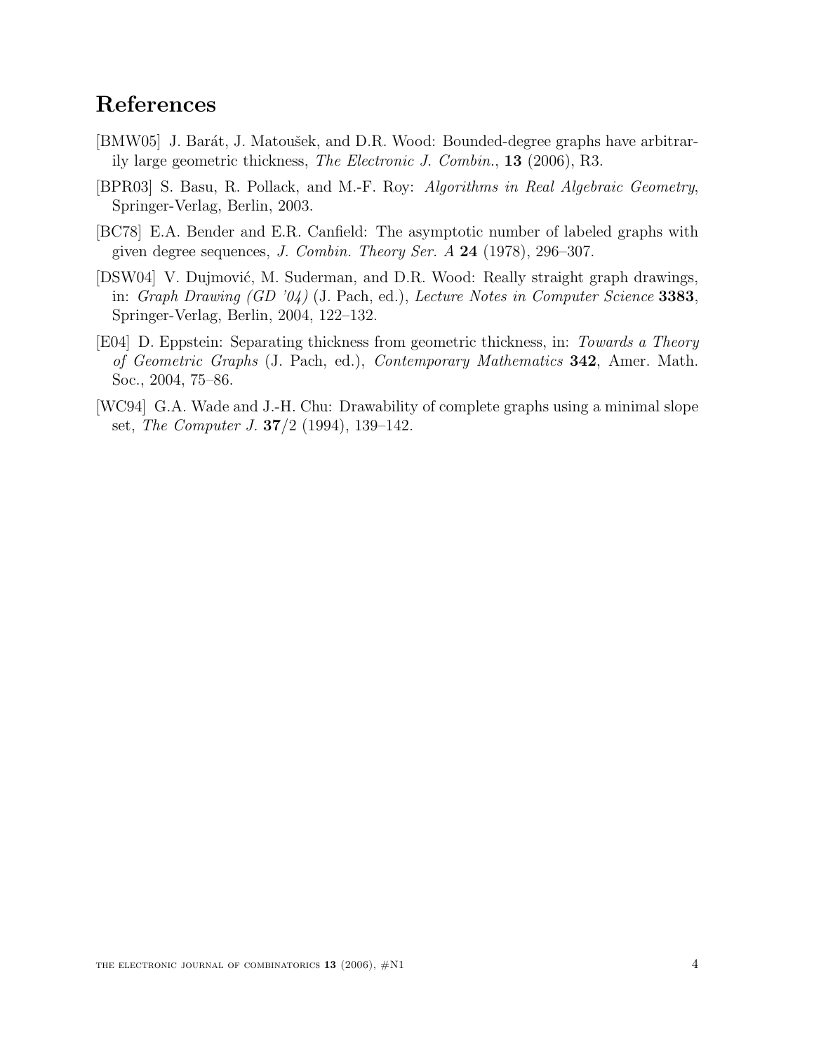## References

[BMW05] J. Barát, J. Matoušek, and D.R. Wood: Bounded-degree graphs have arbitrarily large geometric thickness, *The Electronic J. Combin.*, **13** (2006), R3.

[BPR03] S. Basu, R. Pollack, and M.-F. Roy: *Algorithms in Real Algebraic Geometry*, Springer-Verlag, Berlin, 2003.

[BC78] E.A. Bender and E.R. Canfield: The asymptotic number of labeled graphs with given degree sequences, *J. Combin. Theory Ser. A* **24** (1978), 296–307.

[DSW04] V. Dujmović, M. Suderman, and D.R. Wood: Really straight graph drawings, in: *Graph Drawing (GD '04)* (J. Pach, ed.), *Lecture Notes in Computer Science* **3383**, Springer-Verlag, Berlin, 2004, 122–132.

[E04] D. Eppstein: Separating thickness from geometric thickness, in: *Towards a Theory of Geometric Graphs* (J. Pach, ed.), *Contemporary Mathematics* **342**, Amer. Math. Soc., 2004, 75–86.

[WC94] G.A. Wade and J.-H. Chu: Drawability of complete graphs using a minimal slope set, *The Computer J.* **37**/2 (1994), 139–142.